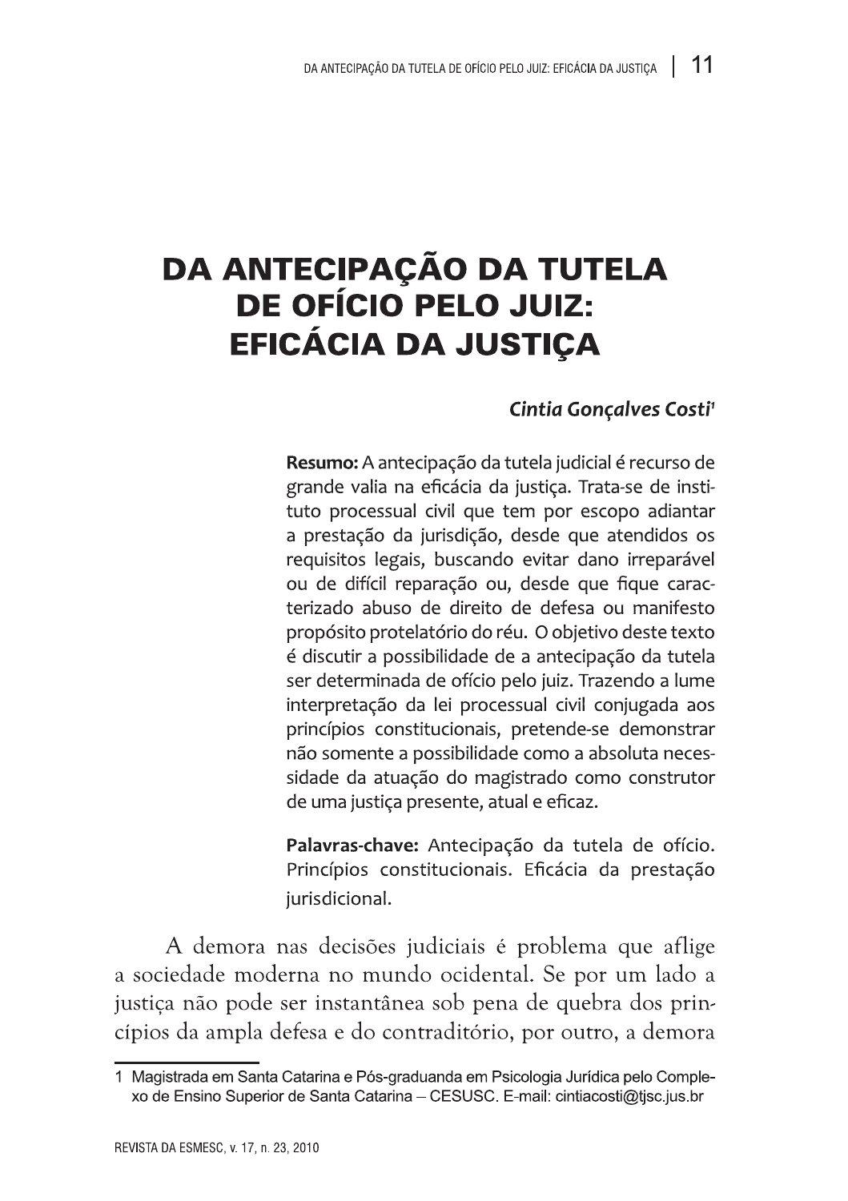# DA ANTECIPAÇÃO DA TUTELA DE OFÍCIO PELO JUIZ: EFICÁCIA DA JUSTIÇA

***Cintia Gonçalves Costi***[1]

**Resumo:** A antecipação da tutela judicial é recurso de grande valia na eficácia da justiça. Trata-se de instituto processual civil que tem por escopo adiantar a prestação da jurisdição, desde que atendidos os requisitos legais, buscando evitar dano irreparável ou de difícil reparação ou, desde que fique caracterizado abuso de direito de defesa ou manifesto propósito protelatório do réu. O objetivo deste texto é discutir a possibilidade de a antecipação da tutela ser determinada de ofício pelo juiz. Trazendo a lume interpretação da lei processual civil conjugada aos princípios constitucionais, pretende-se demonstrar não somente a possibilidade como a absoluta necessidade da atuação do magistrado como construtor de uma justiça presente, atual e eficaz.

**Palavras-chave:** Antecipação da tutela de ofício. Princípios constitucionais. Eficácia da prestação jurisdicional.

A demora nas decisões judiciais é problema que aflige a sociedade moderna no mundo ocidental. Se por um lado a justiça não pode ser instantânea sob pena de quebra dos princípios da ampla defesa e do contraditório, por outro, a demora

---

1 Magistrada em Santa Catarina e Pós-graduanda em Psicologia Jurídica pelo Complexo de Ensino Superior de Santa Catarina – CESUSC. E-mail: cintiacosti@tjsc.jus.br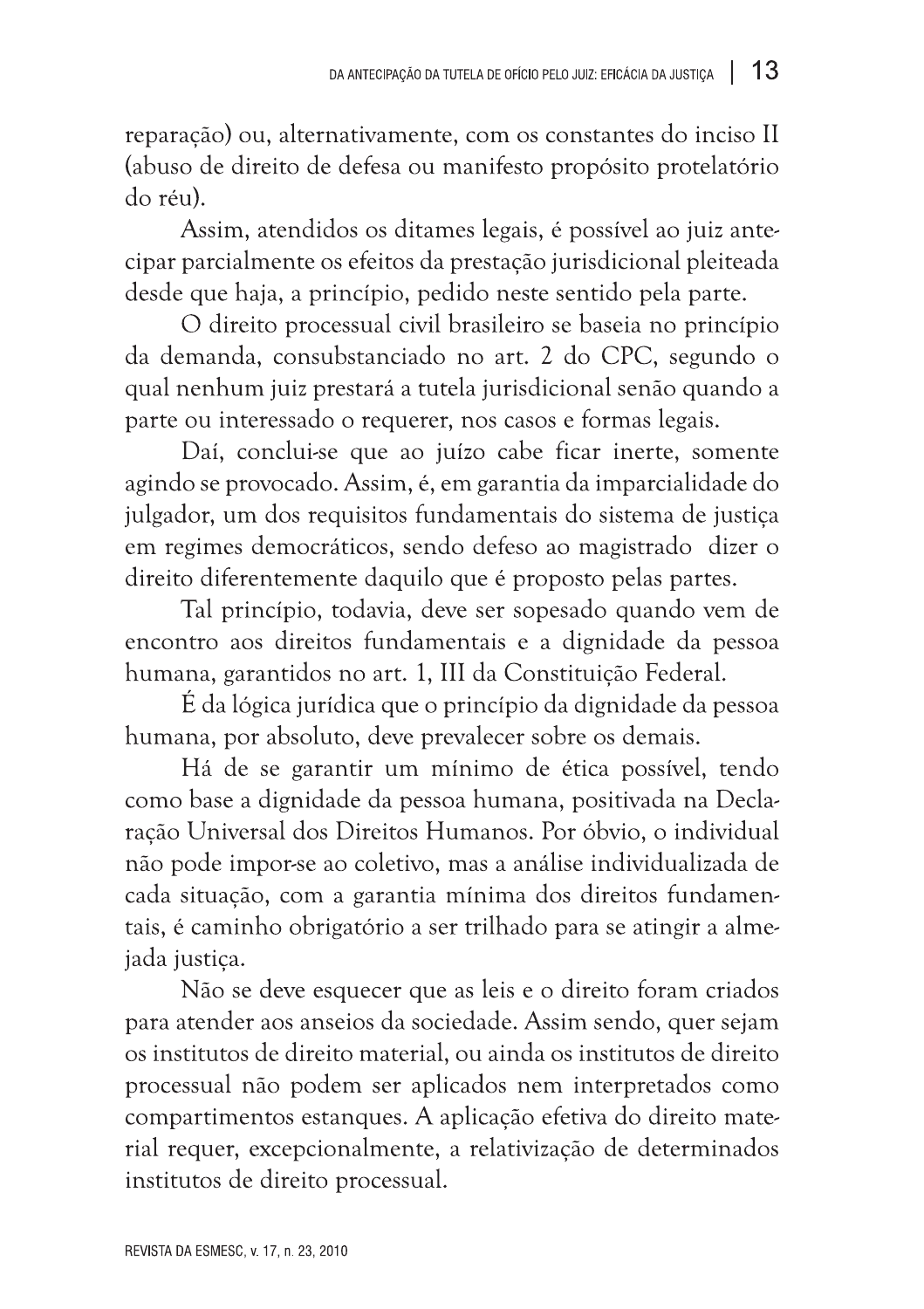reparação) ou, alternativamente, com os constantes do inciso II (abuso de direito de defesa ou manifesto propósito protelatório do réu).

Assim, atendidos os ditames legais, é possível ao juiz antecipar parcialmente os efeitos da prestação jurisdicional pleiteada desde que haja, a princípio, pedido neste sentido pela parte.

O direito processual civil brasileiro se baseia no princípio da demanda, consubstanciado no art. 2 do CPC, segundo o qual nenhum juiz prestará a tutela jurisdicional senão quando a parte ou interessado o requerer, nos casos e formas legais.

Daí, conclui-se que ao juízo cabe ficar inerte, somente agindo se provocado. Assim, é, em garantia da imparcialidade do julgador, um dos requisitos fundamentais do sistema de justiça em regimes democráticos, sendo defeso ao magistrado dizer o direito diferentemente daquilo que é proposto pelas partes.

Tal princípio, todavia, deve ser sopesado quando vem de encontro aos direitos fundamentais e a dignidade da pessoa humana, garantidos no art. 1, III da Constituição Federal.

É da lógica jurídica que o princípio da dignidade da pessoa humana, por absoluto, deve prevalecer sobre os demais.

Há de se garantir um mínimo de ética possível, tendo como base a dignidade da pessoa humana, positivada na Declaração Universal dos Direitos Humanos. Por óbvio, o individual não pode impor-se ao coletivo, mas a análise individualizada de cada situação, com a garantia mínima dos direitos fundamentais, é caminho obrigatório a ser trilhado para se atingir a almejada justiça.

Não se deve esquecer que as leis e o direito foram criados para atender aos anseios da sociedade. Assim sendo, quer sejam os institutos de direito material, ou ainda os institutos de direito processual não podem ser aplicados nem interpretados como compartimentos estanques. A aplicação efetiva do direito material requer, excepcionalmente, a relativização de determinados institutos de direito processual.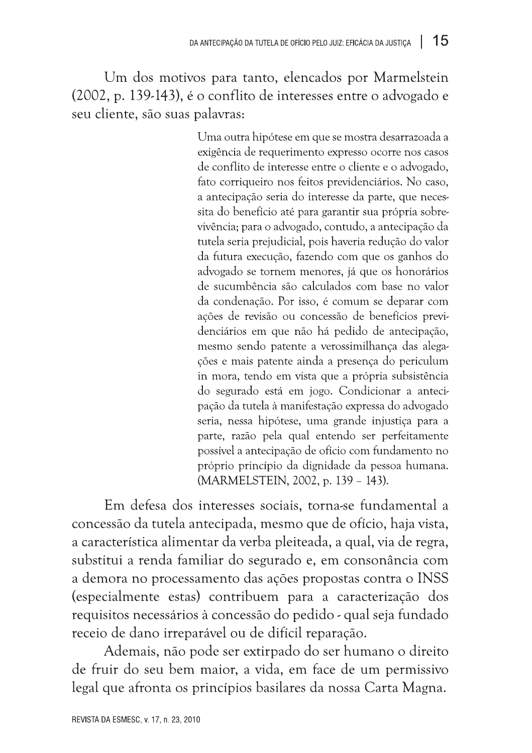Um dos motivos para tanto, elencados por Marmelstein (2002, p. 139-143), é o conflito de interesses entre o advogado e seu cliente, são suas palavras:

> Uma outra hipótese em que se mostra desarrazoada a exigência de requerimento expresso ocorre nos casos de conflito de interesse entre o cliente e o advogado, fato corriqueiro nos feitos previdenciários. No caso, a antecipação seria do interesse da parte, que necessita do benefício até para garantir sua própria sobrevivência; para o advogado, contudo, a antecipação da tutela seria prejudicial, pois haveria redução do valor da futura execução, fazendo com que os ganhos do advogado se tornem menores, já que os honorários de sucumbência são calculados com base no valor da condenação. Por isso, é comum se deparar com ações de revisão ou concessão de benefícios previdenciários em que não há pedido de antecipação, mesmo sendo patente a verossimilhança das alegações e mais patente ainda a presença do periculum in mora, tendo em vista que a própria subsistência do segurado está em jogo. Condicionar a antecipação da tutela à manifestação expressa do advogado seria, nessa hipótese, uma grande injustiça para a parte, razão pela qual entendo ser perfeitamente possível a antecipação de ofício com fundamento no próprio princípio da dignidade da pessoa humana. (MARMELSTEIN, 2002, p. 139 – 143).

Em defesa dos interesses sociais, torna-se fundamental a concessão da tutela antecipada, mesmo que de ofício, haja vista, a característica alimentar da verba pleiteada, a qual, via de regra, substitui a renda familiar do segurado e, em consonância com a demora no processamento das ações propostas contra o INSS (especialmente estas) contribuem para a caracterização dos requisitos necessários à concessão do pedido - qual seja fundado receio de dano irreparável ou de difícil reparação.

Ademais, não pode ser extirpado do ser humano o direito de fruir do seu bem maior, a vida, em face de um permissivo legal que afronta os princípios basilares da nossa Carta Magna.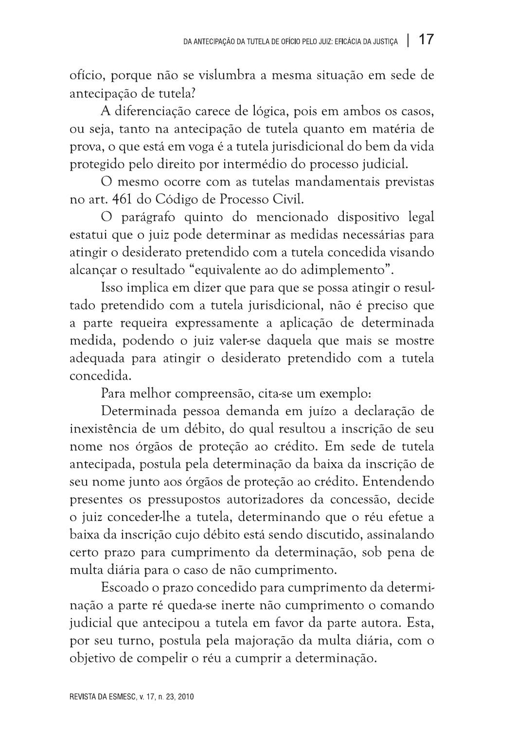ofício, porque não se vislumbra a mesma situação em sede de antecipação de tutela?

A diferenciação carece de lógica, pois em ambos os casos, ou seja, tanto na antecipação de tutela quanto em matéria de prova, o que está em voga é a tutela jurisdicional do bem da vida protegido pelo direito por intermédio do processo judicial.

O mesmo ocorre com as tutelas mandamentais previstas no art. 461 do Código de Processo Civil.

O parágrafo quinto do mencionado dispositivo legal estatui que o juiz pode determinar as medidas necessárias para atingir o desiderato pretendido com a tutela concedida visando alcançar o resultado "equivalente ao do adimplemento".

Isso implica em dizer que para que se possa atingir o resultado pretendido com a tutela jurisdicional, não é preciso que a parte requeira expressamente a aplicação de determinada medida, podendo o juiz valer-se daquela que mais se mostre adequada para atingir o desiderato pretendido com a tutela concedida.

Para melhor compreensão, cita-se um exemplo:

Determinada pessoa demanda em juízo a declaração de inexistência de um débito, do qual resultou a inscrição de seu nome nos órgãos de proteção ao crédito. Em sede de tutela antecipada, postula pela determinação da baixa da inscrição de seu nome junto aos órgãos de proteção ao crédito. Entendendo presentes os pressupostos autorizadores da concessão, decide o juiz conceder-lhe a tutela, determinando que o réu efetue a baixa da inscrição cujo débito está sendo discutido, assinalando certo prazo para cumprimento da determinação, sob pena de multa diária para o caso de não cumprimento.

Escoado o prazo concedido para cumprimento da determinação a parte ré queda-se inerte não cumprimento o comando judicial que antecipou a tutela em favor da parte autora. Esta, por seu turno, postula pela majoração da multa diária, com o objetivo de compelir o réu a cumprir a determinação.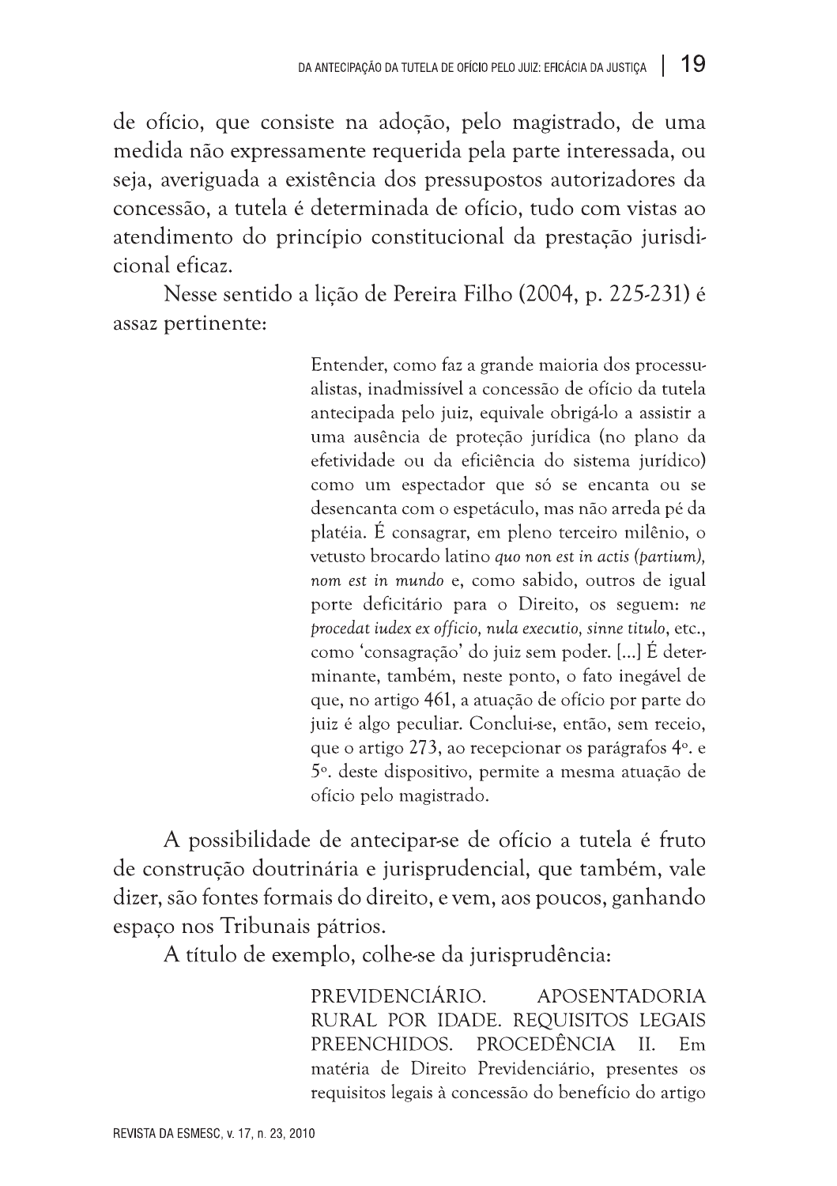de ofício, que consiste na adoção, pelo magistrado, de uma medida não expressamente requerida pela parte interessada, ou seja, averiguada a existência dos pressupostos autorizadores da concessão, a tutela é determinada de ofício, tudo com vistas ao atendimento do princípio constitucional da prestação jurisdicional eficaz.

Nesse sentido a lição de Pereira Filho (2004, p. 225-231) é assaz pertinente:

> Entender, como faz a grande maioria dos processualistas, inadmissível a concessão de ofício da tutela antecipada pelo juiz, equivale obrigá-lo a assistir a uma ausência de proteção jurídica (no plano da efetividade ou da eficiência do sistema jurídico) como um espectador que só se encanta ou se desencanta com o espetáculo, mas não arreda pé da platéia. É consagrar, em pleno terceiro milênio, o vetusto brocardo latino *quo non est in actis (partium), nom est in mundo* e, como sabido, outros de igual porte deficitário para o Direito, os seguem: *ne procedat iudex ex officio, nula executio, sinne titulo*, etc., como 'consagração' do juiz sem poder. [...] É determinante, também, neste ponto, o fato inegável de que, no artigo 461, a atuação de ofício por parte do juiz é algo peculiar. Conclui-se, então, sem receio, que o artigo 273, ao recepcionar os parágrafos 4º. e 5º. deste dispositivo, permite a mesma atuação de ofício pelo magistrado.

A possibilidade de antecipar-se de ofício a tutela é fruto de construção doutrinária e jurisprudencial, que também, vale dizer, são fontes formais do direito, e vem, aos poucos, ganhando espaço nos Tribunais pátrios.

A título de exemplo, colhe-se da jurisprudência:

> PREVIDENCIÁRIO. APOSENTADORIA RURAL POR IDADE. REQUISITOS LEGAIS PREENCHIDOS. PROCEDÊNCIA II. Em matéria de Direito Previdenciário, presentes os requisitos legais à concessão do benefício do artigo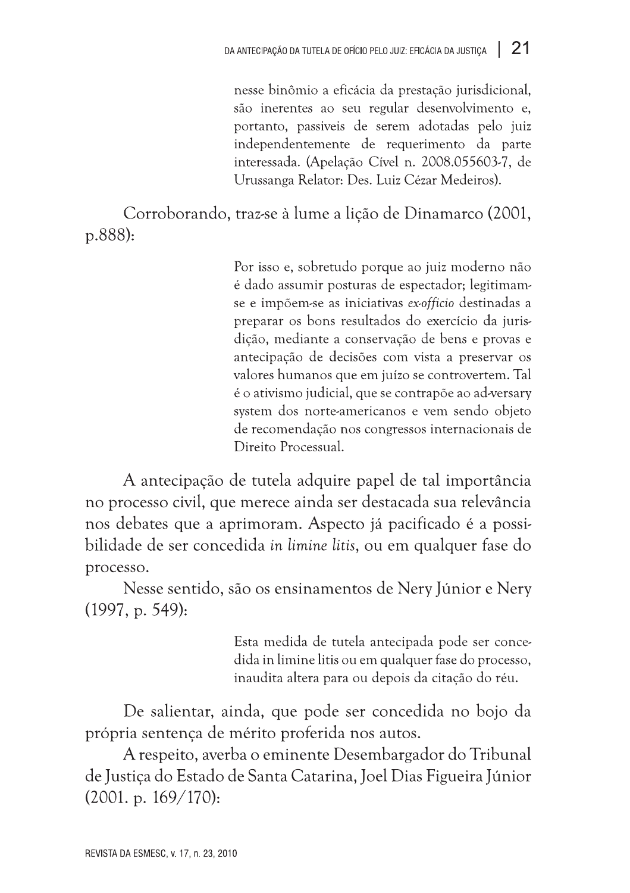> nesse binômio a eficácia da prestação jurisdicional, são inerentes ao seu regular desenvolvimento e, portanto, passiveis de serem adotadas pelo juiz independentemente de requerimento da parte interessada. (Apelação Cível n. 2008.055603-7, de Urussanga Relator: Des. Luiz Cézar Medeiros).

Corroborando, traz-se à lume a lição de Dinamarco (2001, p.888):

> Por isso e, sobretudo porque ao juiz moderno não é dado assumir posturas de espectador; legitimam-se e impõem-se as iniciativas *ex-officio* destinadas a preparar os bons resultados do exercício da jurisdição, mediante a conservação de bens e provas e antecipação de decisões com vista a preservar os valores humanos que em juízo se controvertem. Tal é o ativismo judicial, que se contrapõe ao ad-versary system dos norte-americanos e vem sendo objeto de recomendação nos congressos internacionais de Direito Processual.

A antecipação de tutela adquire papel de tal importância no processo civil, que merece ainda ser destacada sua relevância nos debates que a aprimoram. Aspecto já pacificado é a possibilidade de ser concedida *in limine litis*, ou em qualquer fase do processo.

Nesse sentido, são os ensinamentos de Nery Júnior e Nery (1997, p. 549):

> Esta medida de tutela antecipada pode ser concedida in limine litis ou em qualquer fase do processo, inaudita altera para ou depois da citação do réu.

De salientar, ainda, que pode ser concedida no bojo da própria sentença de mérito proferida nos autos.

A respeito, averba o eminente Desembargador do Tribunal de Justiça do Estado de Santa Catarina, Joel Dias Figueira Júnior (2001. p. 169/170):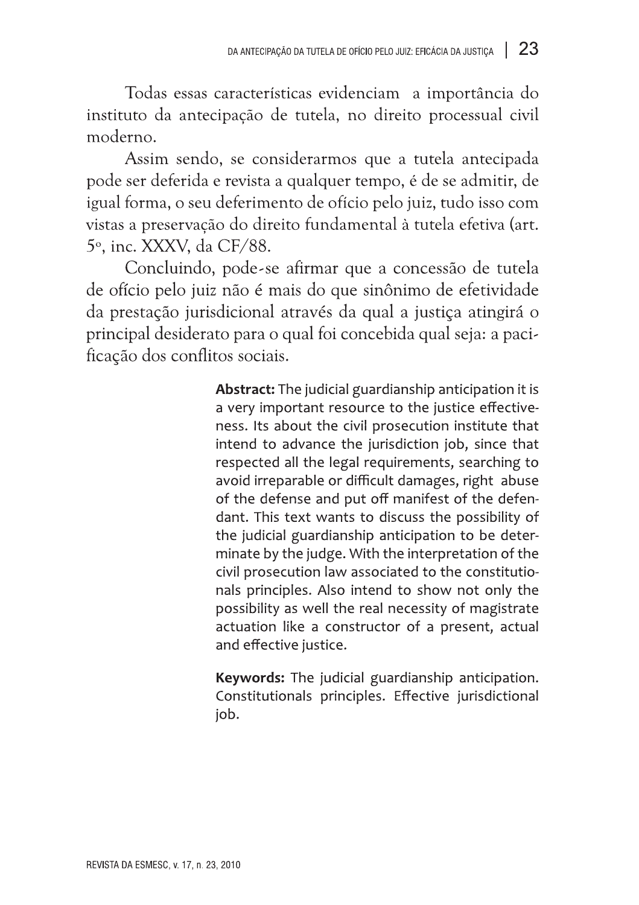Todas essas características evidenciam a importância do instituto da antecipação de tutela, no direito processual civil moderno.

Assim sendo, se considerarmos que a tutela antecipada pode ser deferida e revista a qualquer tempo, é de se admitir, de igual forma, o seu deferimento de ofício pelo juiz, tudo isso com vistas a preservação do direito fundamental à tutela efetiva (art. 5º, inc. XXXV, da CF/88.

Concluindo, pode-se afirmar que a concessão de tutela de ofício pelo juiz não é mais do que sinônimo de efetividade da prestação jurisdicional através da qual a justiça atingirá o principal desiderato para o qual foi concebida qual seja: a pacificação dos conflitos sociais.

**Abstract:** The judicial guardianship anticipation it is a very important resource to the justice effectiveness. Its about the civil prosecution institute that intend to advance the jurisdiction job, since that respected all the legal requirements, searching to avoid irreparable or difficult damages, right abuse of the defense and put off manifest of the defendant. This text wants to discuss the possibility of the judicial guardianship anticipation to be determinate by the judge. With the interpretation of the civil prosecution law associated to the constitutionals principles. Also intend to show not only the possibility as well the real necessity of magistrate actuation like a constructor of a present, actual and effective justice.

**Keywords:** The judicial guardianship anticipation. Constitutionals principles. Effective jurisdictional job.